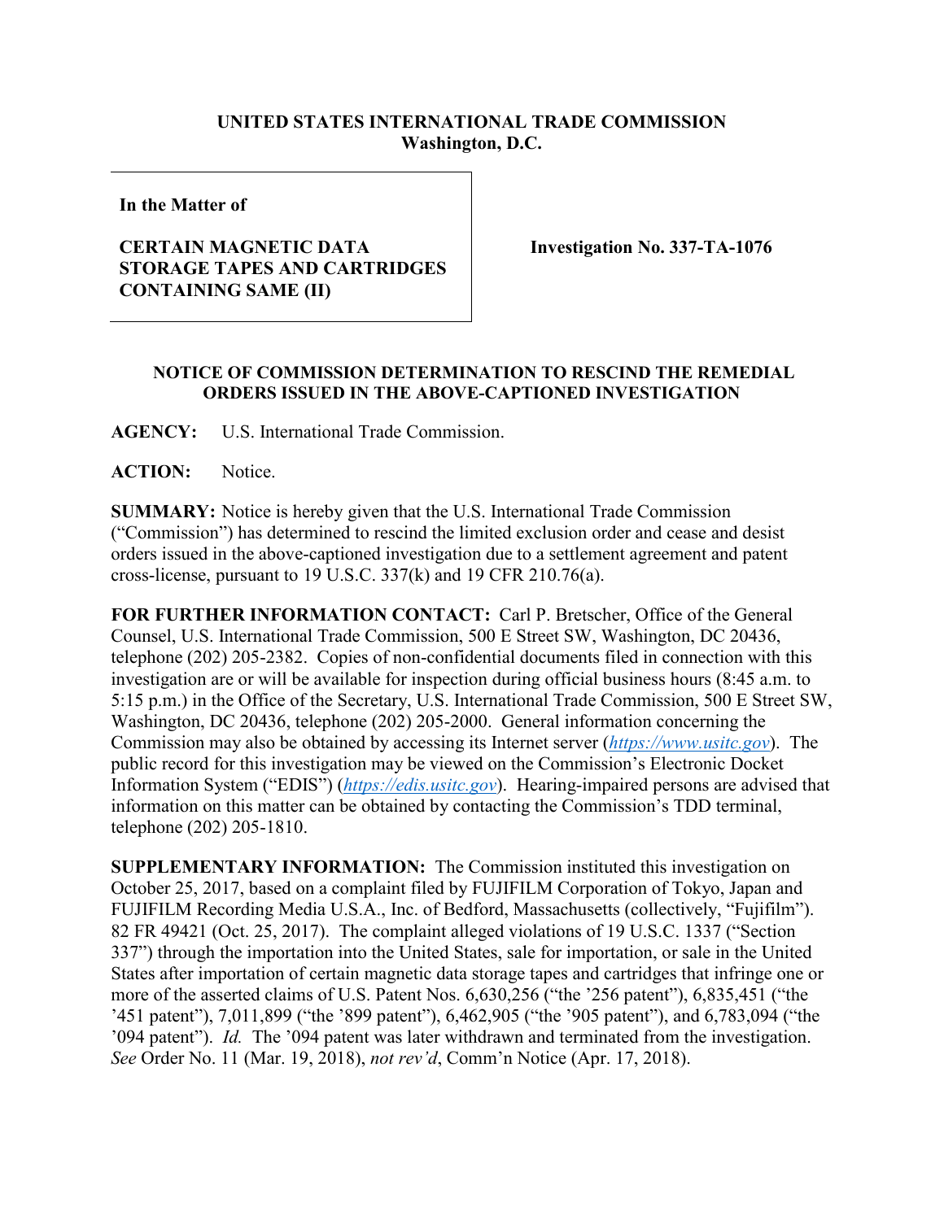**UNITED STATES INTERNATIONAL TRADE COMMISSION**
**Washington, D.C.**

| **In the Matter of**<br><br>**CERTAIN MAGNETIC DATA STORAGE TAPES AND CARTRIDGES CONTAINING SAME (II)** | **Investigation No. 337-TA-1076** |
|---|---|

**NOTICE OF COMMISSION DETERMINATION TO RESCIND THE REMEDIAL ORDERS ISSUED IN THE ABOVE-CAPTIONED INVESTIGATION**

**AGENCY:** U.S. International Trade Commission.

**ACTION:** Notice.

**SUMMARY:** Notice is hereby given that the U.S. International Trade Commission ("Commission") has determined to rescind the limited exclusion order and cease and desist orders issued in the above-captioned investigation due to a settlement agreement and patent cross-license, pursuant to 19 U.S.C. 337(k) and 19 CFR 210.76(a).

**FOR FURTHER INFORMATION CONTACT:** Carl P. Bretscher, Office of the General Counsel, U.S. International Trade Commission, 500 E Street SW, Washington, DC 20436, telephone (202) 205-2382. Copies of non-confidential documents filed in connection with this investigation are or will be available for inspection during official business hours (8:45 a.m. to 5:15 p.m.) in the Office of the Secretary, U.S. International Trade Commission, 500 E Street SW, Washington, DC 20436, telephone (202) 205-2000. General information concerning the Commission may also be obtained by accessing its Internet server (*https://www.usitc.gov*). The public record for this investigation may be viewed on the Commission's Electronic Docket Information System ("EDIS") (*https://edis.usitc.gov*). Hearing-impaired persons are advised that information on this matter can be obtained by contacting the Commission's TDD terminal, telephone (202) 205-1810.

**SUPPLEMENTARY INFORMATION:** The Commission instituted this investigation on October 25, 2017, based on a complaint filed by FUJIFILM Corporation of Tokyo, Japan and FUJIFILM Recording Media U.S.A., Inc. of Bedford, Massachusetts (collectively, "Fujifilm"). 82 FR 49421 (Oct. 25, 2017). The complaint alleged violations of 19 U.S.C. 1337 ("Section 337") through the importation into the United States, sale for importation, or sale in the United States after importation of certain magnetic data storage tapes and cartridges that infringe one or more of the asserted claims of U.S. Patent Nos. 6,630,256 ("the '256 patent"), 6,835,451 ("the '451 patent"), 7,011,899 ("the '899 patent"), 6,462,905 ("the '905 patent"), and 6,783,094 ("the '094 patent"). *Id.* The '094 patent was later withdrawn and terminated from the investigation. *See* Order No. 11 (Mar. 19, 2018), *not rev'd*, Comm'n Notice (Apr. 17, 2018).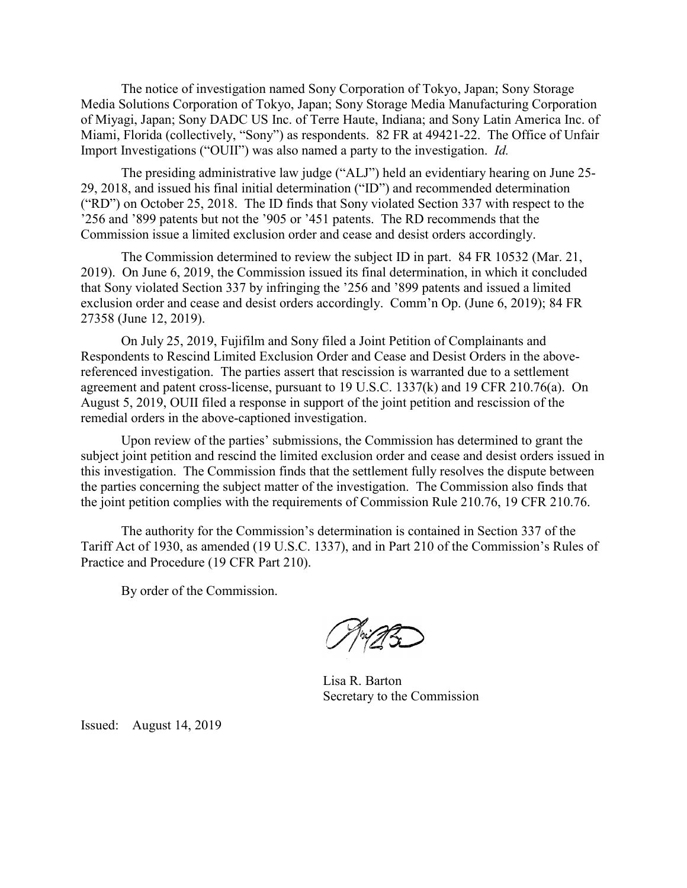The notice of investigation named Sony Corporation of Tokyo, Japan; Sony Storage Media Solutions Corporation of Tokyo, Japan; Sony Storage Media Manufacturing Corporation of Miyagi, Japan; Sony DADC US Inc. of Terre Haute, Indiana; and Sony Latin America Inc. of Miami, Florida (collectively, "Sony") as respondents. 82 FR at 49421-22. The Office of Unfair Import Investigations ("OUII") was also named a party to the investigation. *Id.*

The presiding administrative law judge ("ALJ") held an evidentiary hearing on June 25-29, 2018, and issued his final initial determination ("ID") and recommended determination ("RD") on October 25, 2018. The ID finds that Sony violated Section 337 with respect to the '256 and '899 patents but not the '905 or '451 patents. The RD recommends that the Commission issue a limited exclusion order and cease and desist orders accordingly.

The Commission determined to review the subject ID in part. 84 FR 10532 (Mar. 21, 2019). On June 6, 2019, the Commission issued its final determination, in which it concluded that Sony violated Section 337 by infringing the '256 and '899 patents and issued a limited exclusion order and cease and desist orders accordingly. Comm'n Op. (June 6, 2019); 84 FR 27358 (June 12, 2019).

On July 25, 2019, Fujifilm and Sony filed a Joint Petition of Complainants and Respondents to Rescind Limited Exclusion Order and Cease and Desist Orders in the above-referenced investigation. The parties assert that rescission is warranted due to a settlement agreement and patent cross-license, pursuant to 19 U.S.C. 1337(k) and 19 CFR 210.76(a). On August 5, 2019, OUII filed a response in support of the joint petition and rescission of the remedial orders in the above-captioned investigation.

Upon review of the parties' submissions, the Commission has determined to grant the subject joint petition and rescind the limited exclusion order and cease and desist orders issued in this investigation. The Commission finds that the settlement fully resolves the dispute between the parties concerning the subject matter of the investigation. The Commission also finds that the joint petition complies with the requirements of Commission Rule 210.76, 19 CFR 210.76.

The authority for the Commission's determination is contained in Section 337 of the Tariff Act of 1930, as amended (19 U.S.C. 1337), and in Part 210 of the Commission's Rules of Practice and Procedure (19 CFR Part 210).

By order of the Commission.

Lisa R. Barton
Secretary to the Commission

Issued: August 14, 2019